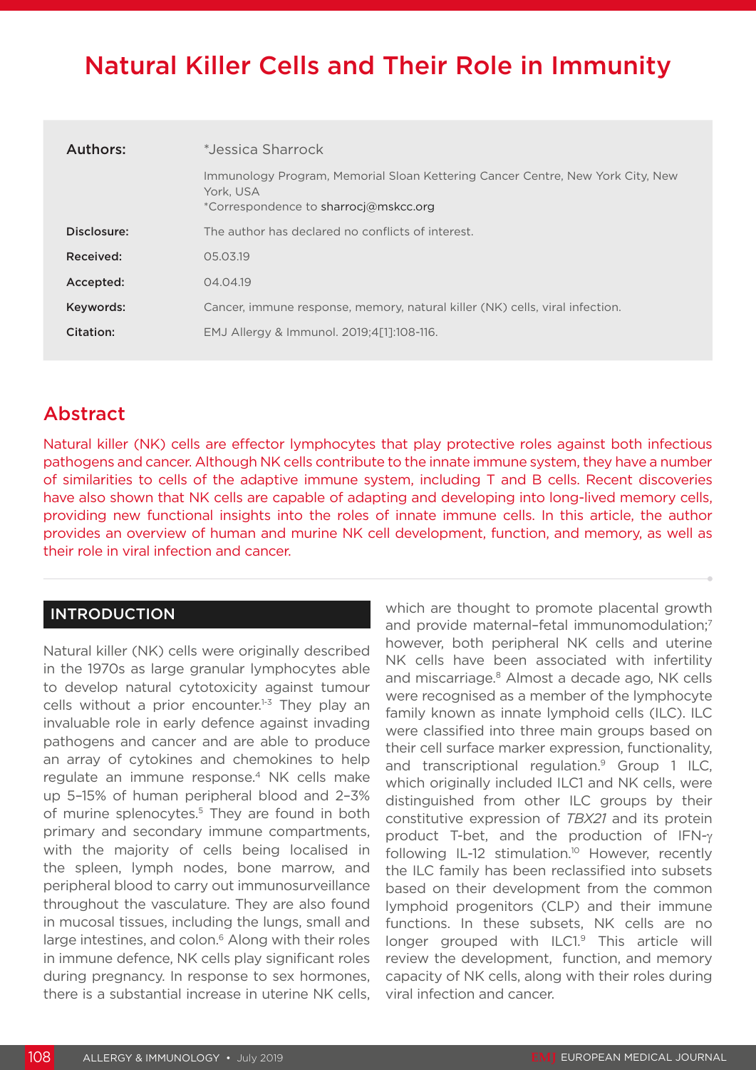# Natural Killer Cells and Their Role in Immunity

| | |
|---|---|
| **Authors:** | *Jessica Sharrock |
| | Immunology Program, Memorial Sloan Kettering Cancer Centre, New York City, New York, USA<br>*Correspondence to sharrocj@mskcc.org |
| **Disclosure:** | The author has declared no conflicts of interest. |
| **Received:** | 05.03.19 |
| **Accepted:** | 04.04.19 |
| **Keywords:** | Cancer, immune response, memory, natural killer (NK) cells, viral infection. |
| **Citation:** | EMJ Allergy & Immunol. 2019;4[1]:108-116. |

## Abstract

Natural killer (NK) cells are effector lymphocytes that play protective roles against both infectious pathogens and cancer. Although NK cells contribute to the innate immune system, they have a number of similarities to cells of the adaptive immune system, including T and B cells. Recent discoveries have also shown that NK cells are capable of adapting and developing into long-lived memory cells, providing new functional insights into the roles of innate immune cells. In this article, the author provides an overview of human and murine NK cell development, function, and memory, as well as their role in viral infection and cancer.

## INTRODUCTION

Natural killer (NK) cells were originally described in the 1970s as large granular lymphocytes able to develop natural cytotoxicity against tumour cells without a prior encounter.[1-3] They play an invaluable role in early defence against invading pathogens and cancer and are able to produce an array of cytokines and chemokines to help regulate an immune response.[4] NK cells make up 5–15% of human peripheral blood and 2–3% of murine splenocytes.[5] They are found in both primary and secondary immune compartments, with the majority of cells being localised in the spleen, lymph nodes, bone marrow, and peripheral blood to carry out immunosurveillance throughout the vasculature. They are also found in mucosal tissues, including the lungs, small and large intestines, and colon.[6] Along with their roles in immune defence, NK cells play significant roles during pregnancy. In response to sex hormones, there is a substantial increase in uterine NK cells, which are thought to promote placental growth and provide maternal–fetal immunomodulation;[7] however, both peripheral NK cells and uterine NK cells have been associated with infertility and miscarriage.[8] Almost a decade ago, NK cells were recognised as a member of the lymphocyte family known as innate lymphoid cells (ILC). ILC were classified into three main groups based on their cell surface marker expression, functionality, and transcriptional regulation.[9] Group 1 ILC, which originally included ILC1 and NK cells, were distinguished from other ILC groups by their constitutive expression of *TBX21* and its protein product T-bet, and the production of IFN-γ following IL-12 stimulation.[10] However, recently the ILC family has been reclassified into subsets based on their development from the common lymphoid progenitors (CLP) and their immune functions. In these subsets, NK cells are no longer grouped with ILC1.[9] This article will review the development, function, and memory capacity of NK cells, along with their roles during viral infection and cancer.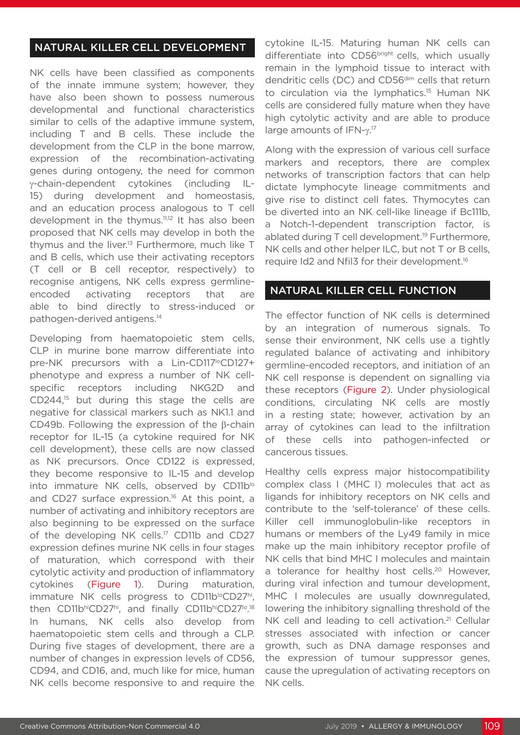## NATURAL KILLER CELL DEVELOPMENT

NK cells have been classified as components of the innate immune system; however, they have also been shown to possess numerous developmental and functional characteristics similar to cells of the adaptive immune system, including T and B cells. These include the development from the CLP in the bone marrow, expression of the recombination-activating genes during ontogeny, the need for common γ-chain-dependent cytokines (including IL-15) during development and homeostasis, and an education process analogous to T cell development in the thymus.[11,12] It has also been proposed that NK cells may develop in both the thymus and the liver.[13] Furthermore, much like T and B cells, which use their activating receptors (T cell or B cell receptor, respectively) to recognise antigens, NK cells express germline-encoded activating receptors that are able to bind directly to stress-induced or pathogen-derived antigens.[14]

Developing from haematopoietic stem cells, CLP in murine bone marrow differentiate into pre-NK precursors with a Lin-CD117$^{lo}$CD127+ phenotype and express a number of NK cell-specific receptors including NKG2D and CD244,[15] but during this stage the cells are negative for classical markers such as NK1.1 and CD49b. Following the expression of the β-chain receptor for IL-15 (a cytokine required for NK cell development), these cells are now classed as NK precursors. Once CD122 is expressed, they become responsive to IL-15 and develop into immature NK cells, observed by CD11b$^{lo}$ and CD27 surface expression.[16] At this point, a number of activating and inhibitory receptors are also beginning to be expressed on the surface of the developing NK cells.[17] CD11b and CD27 expression defines murine NK cells in four stages of maturation, which correspond with their cytolytic activity and production of inflammatory cytokines (Figure 1). During maturation, immature NK cells progress to CD11b$^{lo}$CD27$^{hi}$, then CD11b$^{hi}$CD27$^{hi}$, and finally CD11b$^{hi}$CD27$^{lo}$.[18] In humans, NK cells also develop from haematopoietic stem cells and through a CLP. During five stages of development, there are a number of changes in expression levels of CD56, CD94, and CD16, and, much like for mice, human NK cells become responsive to and require the cytokine IL-15. Maturing human NK cells can differentiate into CD56$^{bright}$ cells, which usually remain in the lymphoid tissue to interact with dendritic cells (DC) and CD56$^{dim}$ cells that return to circulation via the lymphatics.[15] Human NK cells are considered fully mature when they have high cytolytic activity and are able to produce large amounts of IFN-γ.[17]

Along with the expression of various cell surface markers and receptors, there are complex networks of transcription factors that can help dictate lymphocyte lineage commitments and give rise to distinct cell fates. Thymocytes can be diverted into an NK cell-like lineage if Bc111b, a Notch-1-dependent transcription factor, is ablated during T cell development.[19] Furthermore, NK cells and other helper ILC, but not T or B cells, require Id2 and Nfil3 for their development.[16]

## NATURAL KILLER CELL FUNCTION

The effector function of NK cells is determined by an integration of numerous signals. To sense their environment, NK cells use a tightly regulated balance of activating and inhibitory germline-encoded receptors, and initiation of an NK cell response is dependent on signalling via these receptors (Figure 2). Under physiological conditions, circulating NK cells are mostly in a resting state; however, activation by an array of cytokines can lead to the infiltration of these cells into pathogen-infected or cancerous tissues.

Healthy cells express major histocompatibility complex class I (MHC I) molecules that act as ligands for inhibitory receptors on NK cells and contribute to the 'self-tolerance' of these cells. Killer cell immunoglobulin-like receptors in humans or members of the Ly49 family in mice make up the main inhibitory receptor profile of NK cells that bind MHC I molecules and maintain a tolerance for healthy host cells.[20] However, during viral infection and tumour development, MHC I molecules are usually downregulated, lowering the inhibitory signalling threshold of the NK cell and leading to cell activation.[21] Cellular stresses associated with infection or cancer growth, such as DNA damage responses and the expression of tumour suppressor genes, cause the upregulation of activating receptors on NK cells.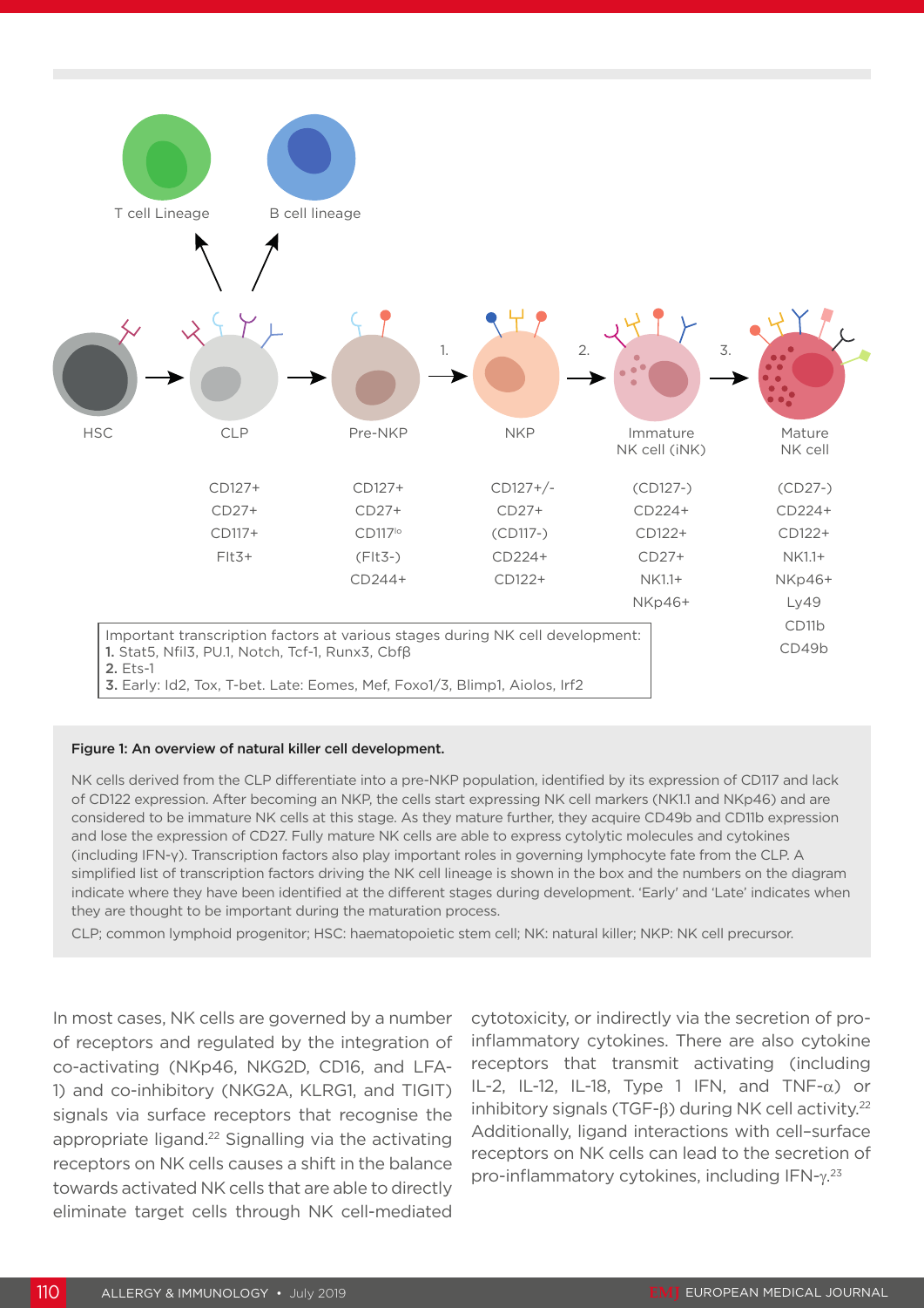T cell Lineage

B cell lineage

| HSC | CLP | Pre-NKP | NKP | Immature NK cell (iNK) | Mature NK cell |
|---|---|---|---|---|---|
| | CD127+ | CD127+ | CD127+/- | (CD127-) | (CD27-) |
| | CD27+ | CD27+ | CD27+ | CD224+ | CD224+ |
| | CD117+ | CD117[lo] | (CD117-) | CD122+ | CD122+ |
| | Flt3+ | (Flt3-) | CD224+ | CD27+ | NK1.1+ |
| | | CD244+ | CD122+ | NK1.1+ | NKp46+ |
| | | | | NKp46+ | Ly49 |
| | | | | | CD11b |
| | | | | | CD49b |

Important transcription factors at various stages during NK cell development:
**1.** Stat5, Nfil3, PU.1, Notch, Tcf-1, Runx3, Cbfβ
**2.** Ets-1
**3.** Early: Id2, Tox, T-bet. Late: Eomes, Mef, Foxo1/3, Blimp1, Aiolos, Irf2

**Figure 1: An overview of natural killer cell development.**

NK cells derived from the CLP differentiate into a pre-NKP population, identified by its expression of CD117 and lack of CD122 expression. After becoming an NKP, the cells start expressing NK cell markers (NK1.1 and NKp46) and are considered to be immature NK cells at this stage. As they mature further, they acquire CD49b and CD11b expression and lose the expression of CD27. Fully mature NK cells are able to express cytolytic molecules and cytokines (including IFN-γ). Transcription factors also play important roles in governing lymphocyte fate from the CLP. A simplified list of transcription factors driving the NK cell lineage is shown in the box and the numbers on the diagram indicate where they have been identified at the different stages during development. 'Early' and 'Late' indicates when they are thought to be important during the maturation process.

CLP; common lymphoid progenitor; HSC: haematopoietic stem cell; NK: natural killer; NKP: NK cell precursor.

In most cases, NK cells are governed by a number of receptors and regulated by the integration of co-activating (NKp46, NKG2D, CD16, and LFA-1) and co-inhibitory (NKG2A, KLRG1, and TIGIT) signals via surface receptors that recognise the appropriate ligand.[22] Signalling via the activating receptors on NK cells causes a shift in the balance towards activated NK cells that are able to directly eliminate target cells through NK cell-mediated cytotoxicity, or indirectly via the secretion of pro-inflammatory cytokines. There are also cytokine receptors that transmit activating (including IL-2, IL-12, IL-18, Type 1 IFN, and TNF-α) or inhibitory signals (TGF-β) during NK cell activity.[22] Additionally, ligand interactions with cell–surface receptors on NK cells can lead to the secretion of pro-inflammatory cytokines, including IFN-γ.[23]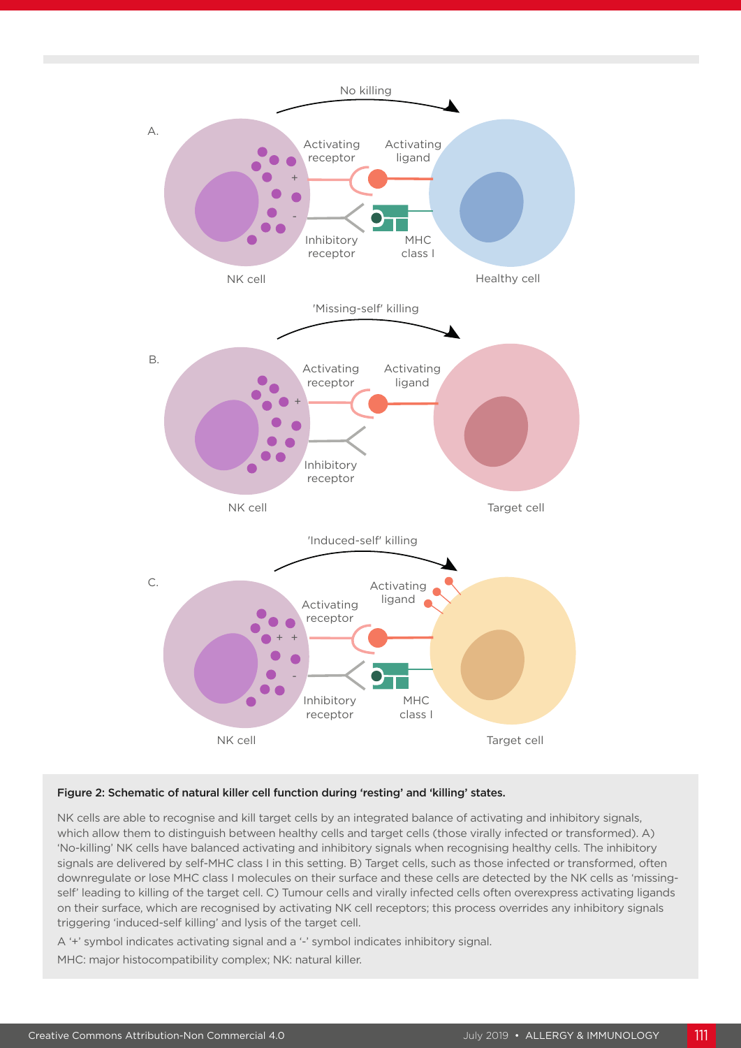**Figure 2: Schematic of natural killer cell function during ‘resting’ and ‘killing’ states.**

NK cells are able to recognise and kill target cells by an integrated balance of activating and inhibitory signals, which allow them to distinguish between healthy cells and target cells (those virally infected or transformed). A) ‘No-killing’ NK cells have balanced activating and inhibitory signals when recognising healthy cells. The inhibitory signals are delivered by self-MHC class I in this setting. B) Target cells, such as those infected or transformed, often downregulate or lose MHC class I molecules on their surface and these cells are detected by the NK cells as ‘missing-self’ leading to killing of the target cell. C) Tumour cells and virally infected cells often overexpress activating ligands on their surface, which are recognised by activating NK cell receptors; this process overrides any inhibitory signals triggering ‘induced-self killing’ and lysis of the target cell.

A ‘+’ symbol indicates activating signal and a ‘-’ symbol indicates inhibitory signal.

MHC: major histocompatibility complex; NK: natural killer.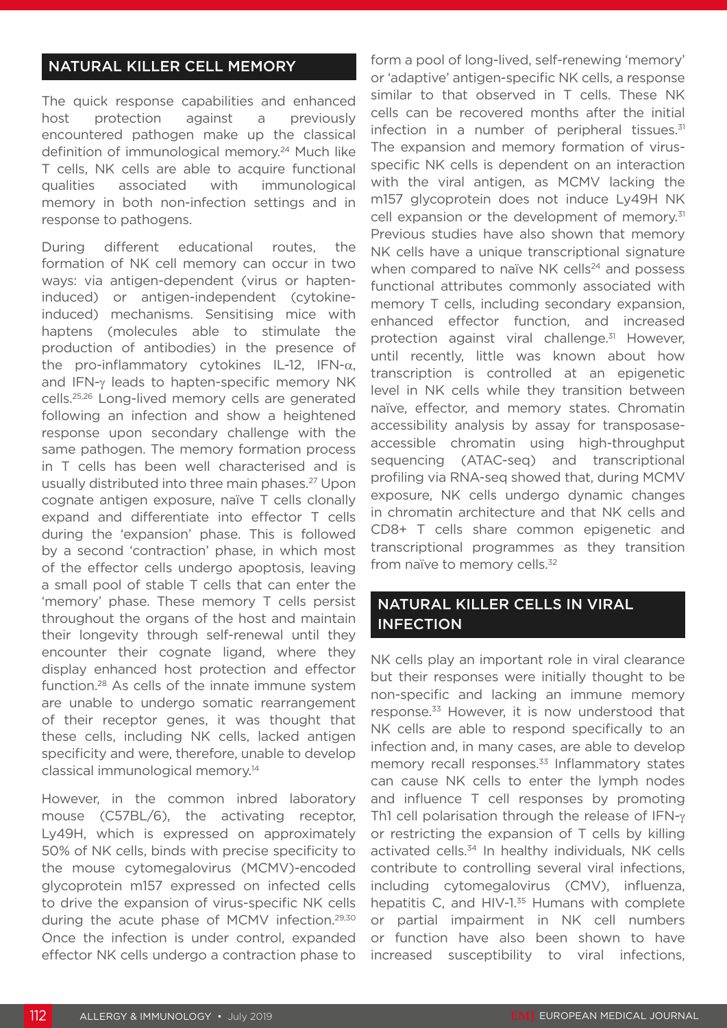## NATURAL KILLER CELL MEMORY

The quick response capabilities and enhanced host protection against a previously encountered pathogen make up the classical definition of immunological memory.[24] Much like T cells, NK cells are able to acquire functional qualities associated with immunological memory in both non-infection settings and in response to pathogens.

During different educational routes, the formation of NK cell memory can occur in two ways: via antigen-dependent (virus or hapten-induced) or antigen-independent (cytokine-induced) mechanisms. Sensitising mice with haptens (molecules able to stimulate the production of antibodies) in the presence of the pro-inflammatory cytokines IL-12, IFN-$\alpha$, and IFN-$\gamma$ leads to hapten-specific memory NK cells.[25,26] Long-lived memory cells are generated following an infection and show a heightened response upon secondary challenge with the same pathogen. The memory formation process in T cells has been well characterised and is usually distributed into three main phases.[27] Upon cognate antigen exposure, naïve T cells clonally expand and differentiate into effector T cells during the 'expansion' phase. This is followed by a second 'contraction' phase, in which most of the effector cells undergo apoptosis, leaving a small pool of stable T cells that can enter the 'memory' phase. These memory T cells persist throughout the organs of the host and maintain their longevity through self-renewal until they encounter their cognate ligand, where they display enhanced host protection and effector function.[28] As cells of the innate immune system are unable to undergo somatic rearrangement of their receptor genes, it was thought that these cells, including NK cells, lacked antigen specificity and were, therefore, unable to develop classical immunological memory.[14]

However, in the common inbred laboratory mouse (C57BL/6), the activating receptor, Ly49H, which is expressed on approximately 50% of NK cells, binds with precise specificity to the mouse cytomegalovirus (MCMV)-encoded glycoprotein m157 expressed on infected cells to drive the expansion of virus-specific NK cells during the acute phase of MCMV infection.[29,30] Once the infection is under control, expanded effector NK cells undergo a contraction phase to form a pool of long-lived, self-renewing 'memory' or 'adaptive' antigen-specific NK cells, a response similar to that observed in T cells. These NK cells can be recovered months after the initial infection in a number of peripheral tissues.[31] The expansion and memory formation of virus-specific NK cells is dependent on an interaction with the viral antigen, as MCMV lacking the m157 glycoprotein does not induce Ly49H NK cell expansion or the development of memory.[31] Previous studies have also shown that memory NK cells have a unique transcriptional signature when compared to naïve NK cells[24] and possess functional attributes commonly associated with memory T cells, including secondary expansion, enhanced effector function, and increased protection against viral challenge.[31] However, until recently, little was known about how transcription is controlled at an epigenetic level in NK cells while they transition between naïve, effector, and memory states. Chromatin accessibility analysis by assay for transposase-accessible chromatin using high-throughput sequencing (ATAC-seq) and transcriptional profiling via RNA-seq showed that, during MCMV exposure, NK cells undergo dynamic changes in chromatin architecture and that NK cells and CD8+ T cells share common epigenetic and transcriptional programmes as they transition from naïve to memory cells.[32]

## NATURAL KILLER CELLS IN VIRAL INFECTION

NK cells play an important role in viral clearance but their responses were initially thought to be non-specific and lacking an immune memory response.[33] However, it is now understood that NK cells are able to respond specifically to an infection and, in many cases, are able to develop memory recall responses.[33] Inflammatory states can cause NK cells to enter the lymph nodes and influence T cell responses by promoting Th1 cell polarisation through the release of IFN-$\gamma$ or restricting the expansion of T cells by killing activated cells.[34] In healthy individuals, NK cells contribute to controlling several viral infections, including cytomegalovirus (CMV), influenza, hepatitis C, and HIV-1.[35] Humans with complete or partial impairment in NK cell numbers or function have also been shown to have increased susceptibility to viral infections,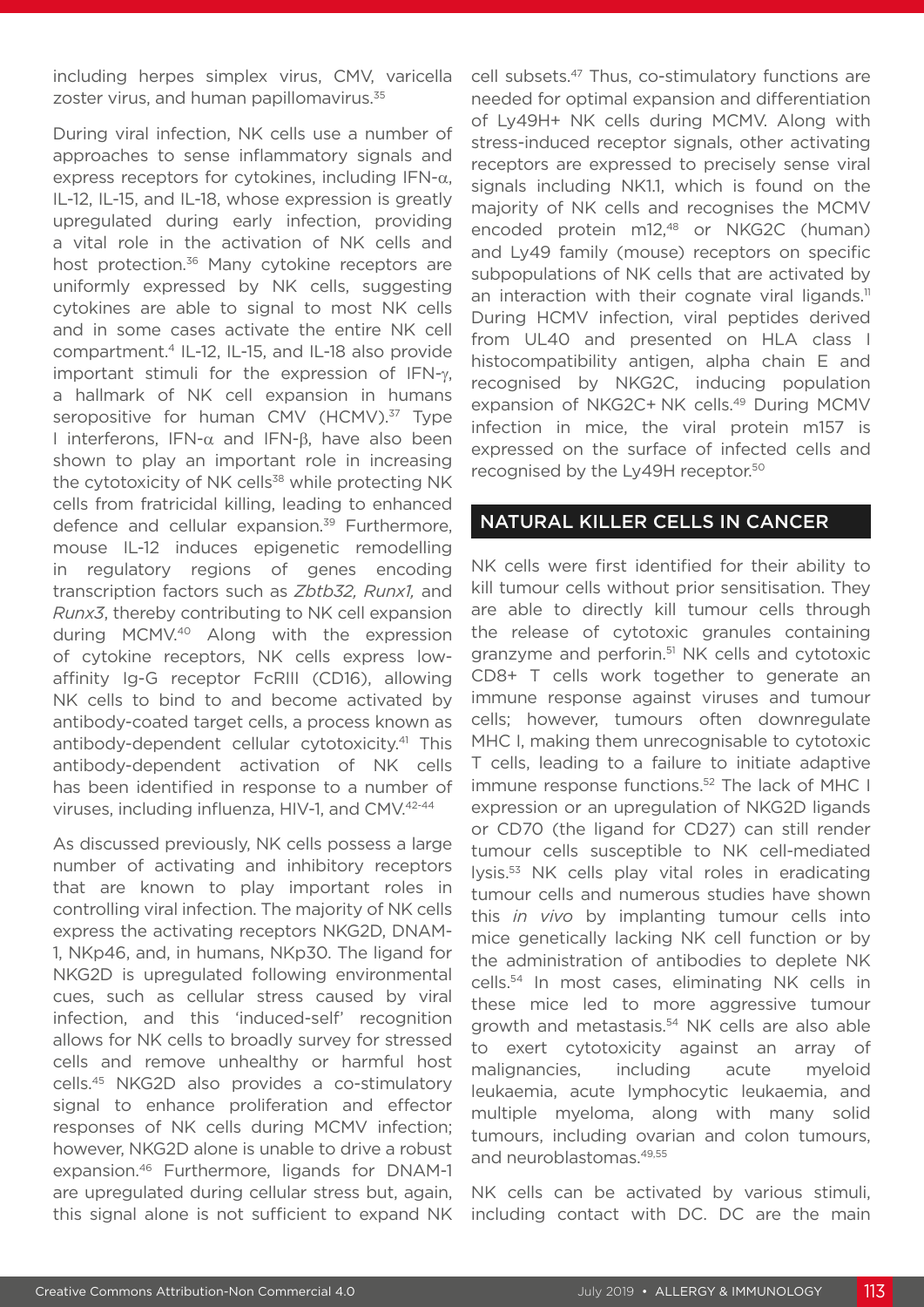including herpes simplex virus, CMV, varicella zoster virus, and human papillomavirus.[35]

During viral infection, NK cells use a number of approaches to sense inflammatory signals and express receptors for cytokines, including IFN-α, IL-12, IL-15, and IL-18, whose expression is greatly upregulated during early infection, providing a vital role in the activation of NK cells and host protection.[36] Many cytokine receptors are uniformly expressed by NK cells, suggesting cytokines are able to signal to most NK cells and in some cases activate the entire NK cell compartment.[4] IL-12, IL-15, and IL-18 also provide important stimuli for the expression of IFN-γ, a hallmark of NK cell expansion in humans seropositive for human CMV (HCMV).[37] Type I interferons, IFN-α and IFN-β, have also been shown to play an important role in increasing the cytotoxicity of NK cells[38] while protecting NK cells from fratricidal killing, leading to enhanced defence and cellular expansion.[39] Furthermore, mouse IL-12 induces epigenetic remodelling in regulatory regions of genes encoding transcription factors such as *Zbtb32, Runx1,* and *Runx3*, thereby contributing to NK cell expansion during MCMV.[40] Along with the expression of cytokine receptors, NK cells express low-affinity Ig-G receptor FcRIII (CD16), allowing NK cells to bind to and become activated by antibody-coated target cells, a process known as antibody-dependent cellular cytotoxicity.[41] This antibody-dependent activation of NK cells has been identified in response to a number of viruses, including influenza, HIV-1, and CMV.[42-44]

As discussed previously, NK cells possess a large number of activating and inhibitory receptors that are known to play important roles in controlling viral infection. The majority of NK cells express the activating receptors NKG2D, DNAM-1, NKp46, and, in humans, NKp30. The ligand for NKG2D is upregulated following environmental cues, such as cellular stress caused by viral infection, and this 'induced-self' recognition allows for NK cells to broadly survey for stressed cells and remove unhealthy or harmful host cells.[45] NKG2D also provides a co-stimulatory signal to enhance proliferation and effector responses of NK cells during MCMV infection; however, NKG2D alone is unable to drive a robust expansion.[46] Furthermore, ligands for DNAM-1 are upregulated during cellular stress but, again, this signal alone is not sufficient to expand NK cell subsets.[47] Thus, co-stimulatory functions are needed for optimal expansion and differentiation of Ly49H+ NK cells during MCMV. Along with stress-induced receptor signals, other activating receptors are expressed to precisely sense viral signals including NK1.1, which is found on the majority of NK cells and recognises the MCMV encoded protein m12,[48] or NKG2C (human) and Ly49 family (mouse) receptors on specific subpopulations of NK cells that are activated by an interaction with their cognate viral ligands.[11] During HCMV infection, viral peptides derived from UL40 and presented on HLA class I histocompatibility antigen, alpha chain E and recognised by NKG2C, inducing population expansion of NKG2C+ NK cells.[49] During MCMV infection in mice, the viral protein m157 is expressed on the surface of infected cells and recognised by the Ly49H receptor.[50]

## NATURAL KILLER CELLS IN CANCER

NK cells were first identified for their ability to kill tumour cells without prior sensitisation. They are able to directly kill tumour cells through the release of cytotoxic granules containing granzyme and perforin.[51] NK cells and cytotoxic CD8+ T cells work together to generate an immune response against viruses and tumour cells; however, tumours often downregulate MHC I, making them unrecognisable to cytotoxic T cells, leading to a failure to initiate adaptive immune response functions.[52] The lack of MHC I expression or an upregulation of NKG2D ligands or CD70 (the ligand for CD27) can still render tumour cells susceptible to NK cell-mediated lysis.[53] NK cells play vital roles in eradicating tumour cells and numerous studies have shown this *in vivo* by implanting tumour cells into mice genetically lacking NK cell function or by the administration of antibodies to deplete NK cells.[54] In most cases, eliminating NK cells in these mice led to more aggressive tumour growth and metastasis.[54] NK cells are also able to exert cytotoxicity against an array of malignancies, including acute myeloid leukaemia, acute lymphocytic leukaemia, and multiple myeloma, along with many solid tumours, including ovarian and colon tumours, and neuroblastomas.[49,55]

NK cells can be activated by various stimuli, including contact with DC. DC are the main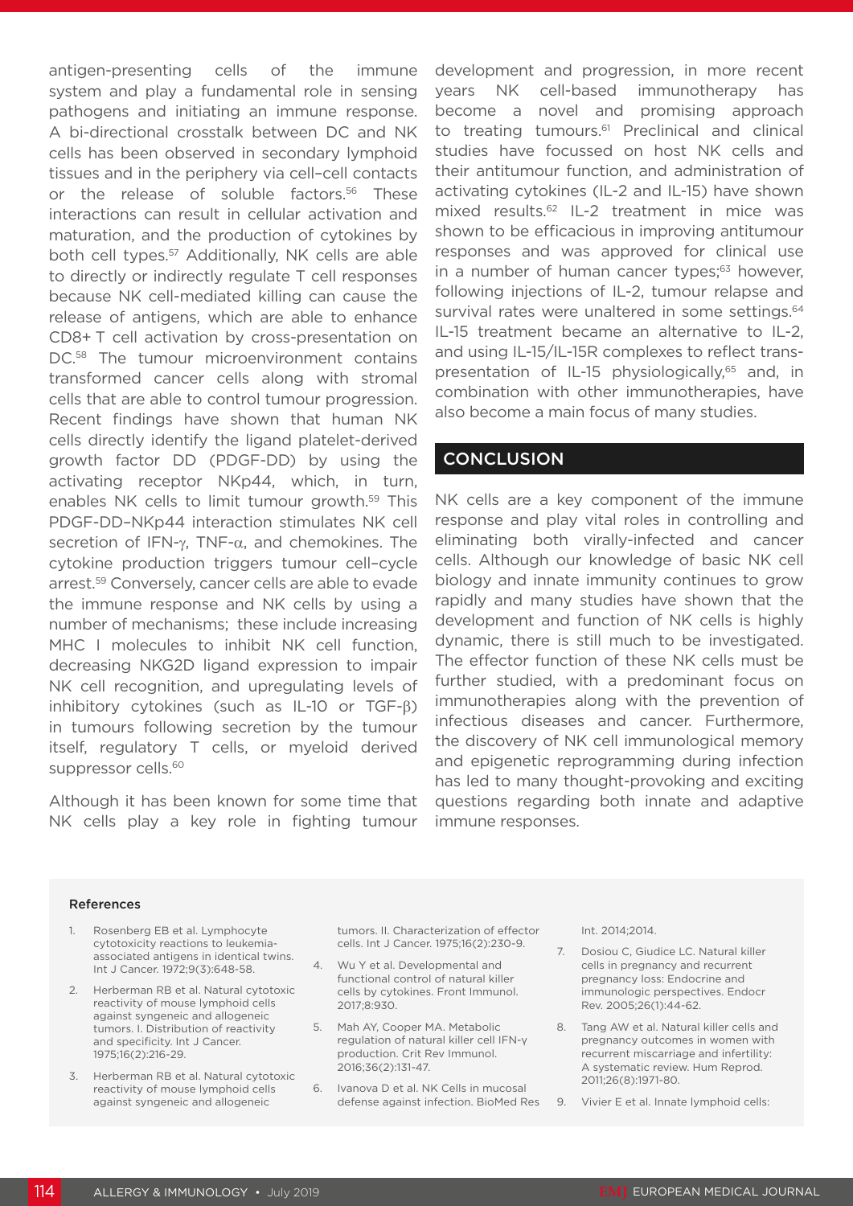antigen-presenting cells of the immune system and play a fundamental role in sensing pathogens and initiating an immune response. A bi-directional crosstalk between DC and NK cells has been observed in secondary lymphoid tissues and in the periphery via cell–cell contacts or the release of soluble factors.[56] These interactions can result in cellular activation and maturation, and the production of cytokines by both cell types.[57] Additionally, NK cells are able to directly or indirectly regulate T cell responses because NK cell-mediated killing can cause the release of antigens, which are able to enhance CD8+ T cell activation by cross-presentation on DC.[58] The tumour microenvironment contains transformed cancer cells along with stromal cells that are able to control tumour progression. Recent findings have shown that human NK cells directly identify the ligand platelet-derived growth factor DD (PDGF-DD) by using the activating receptor NKp44, which, in turn, enables NK cells to limit tumour growth.[59] This PDGF-DD–NKp44 interaction stimulates NK cell secretion of IFN-γ, TNF-α, and chemokines. The cytokine production triggers tumour cell–cycle arrest.[59] Conversely, cancer cells are able to evade the immune response and NK cells by using a number of mechanisms; these include increasing MHC I molecules to inhibit NK cell function, decreasing NKG2D ligand expression to impair NK cell recognition, and upregulating levels of inhibitory cytokines (such as IL-10 or TGF-β) in tumours following secretion by the tumour itself, regulatory T cells, or myeloid derived suppressor cells.[60]

Although it has been known for some time that NK cells play a key role in fighting tumour development and progression, in more recent years NK cell-based immunotherapy has become a novel and promising approach to treating tumours.[61] Preclinical and clinical studies have focussed on host NK cells and their antitumour function, and administration of activating cytokines (IL-2 and IL-15) have shown mixed results.[62] IL-2 treatment in mice was shown to be efficacious in improving antitumour responses and was approved for clinical use in a number of human cancer types;[63] however, following injections of IL-2, tumour relapse and survival rates were unaltered in some settings.[64] IL-15 treatment became an alternative to IL-2, and using IL-15/IL-15R complexes to reflect trans-presentation of IL-15 physiologically,[65] and, in combination with other immunotherapies, have also become a main focus of many studies.

## CONCLUSION

NK cells are a key component of the immune response and play vital roles in controlling and eliminating both virally-infected and cancer cells. Although our knowledge of basic NK cell biology and innate immunity continues to grow rapidly and many studies have shown that the development and function of NK cells is highly dynamic, there is still much to be investigated. The effector function of these NK cells must be further studied, with a predominant focus on immunotherapies along with the prevention of infectious diseases and cancer. Furthermore, the discovery of NK cell immunological memory and epigenetic reprogramming during infection has led to many thought-provoking and exciting questions regarding both innate and adaptive immune responses.

### References

1. Rosenberg EB et al. Lymphocyte cytotoxicity reactions to leukemia-associated antigens in identical twins. Int J Cancer. 1972;9(3):648-58.
2. Herberman RB et al. Natural cytotoxic reactivity of mouse lymphoid cells against syngeneic and allogeneic tumors. I. Distribution of reactivity and specificity. Int J Cancer. 1975;16(2):216-29.
3. Herberman RB et al. Natural cytotoxic reactivity of mouse lymphoid cells against syngeneic and allogeneic tumors. II. Characterization of effector cells. Int J Cancer. 1975;16(2):230-9.
4. Wu Y et al. Developmental and functional control of natural killer cells by cytokines. Front Immunol. 2017;8:930.
5. Mah AY, Cooper MA. Metabolic regulation of natural killer cell IFN-γ production. Crit Rev Immunol. 2016;36(2):131-47.
6. Ivanova D et al. NK Cells in mucosal defense against infection. BioMed Res Int. 2014;2014.
7. Dosiou C, Giudice LC. Natural killer cells in pregnancy and recurrent pregnancy loss: Endocrine and immunologic perspectives. Endocr Rev. 2005;26(1):44-62.
8. Tang AW et al. Natural killer cells and pregnancy outcomes in women with recurrent miscarriage and infertility: A systematic review. Hum Reprod. 2011;26(8):1971-80.
9. Vivier E et al. Innate lymphoid cells: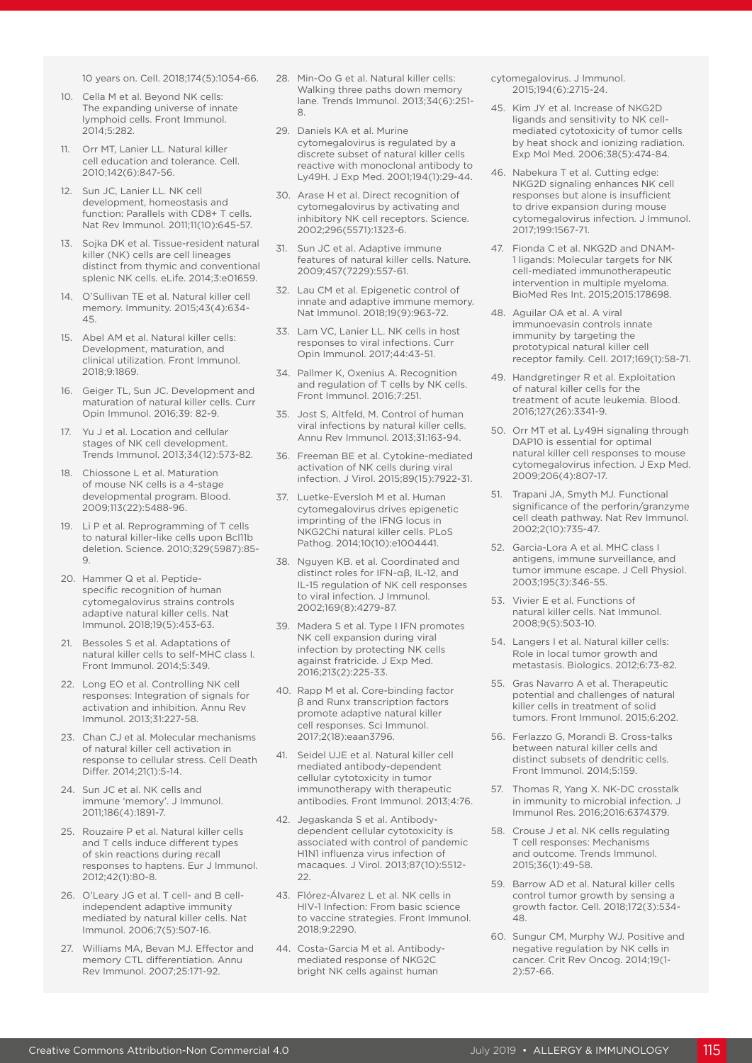10 years on. Cell. 2018;174(5):1054-66.

10. Cella M et al. Beyond NK cells: The expanding universe of innate lymphoid cells. Front Immunol. 2014;5:282.
11. Orr MT, Lanier LL. Natural killer cell education and tolerance. Cell. 2010;142(6):847-56.
12. Sun JC, Lanier LL. NK cell development, homeostasis and function: Parallels with CD8+ T cells. Nat Rev Immunol. 2011;11(10):645-57.
13. Sojka DK et al. Tissue-resident natural killer (NK) cells are cell lineages distinct from thymic and conventional splenic NK cells. eLife. 2014;3:e01659.
14. O'Sullivan TE et al. Natural killer cell memory. Immunity. 2015;43(4):634-45.
15. Abel AM et al. Natural killer cells: Development, maturation, and clinical utilization. Front Immunol. 2018;9:1869.
16. Geiger TL, Sun JC. Development and maturation of natural killer cells. Curr Opin Immunol. 2016;39: 82-9.
17. Yu J et al. Location and cellular stages of NK cell development. Trends Immunol. 2013;34(12):573-82.
18. Chiossone L et al. Maturation of mouse NK cells is a 4-stage developmental program. Blood. 2009;113(22):5488-96.
19. Li P et al. Reprogramming of T cells to natural killer-like cells upon Bcl11b deletion. Science. 2010;329(5987):85-9.
20. Hammer Q et al. Peptide-specific recognition of human cytomegalovirus strains controls adaptive natural killer cells. Nat Immunol. 2018;19(5):453-63.
21. Bessoles S et al. Adaptations of natural killer cells to self-MHC class I. Front Immunol. 2014;5:349.
22. Long EO et al. Controlling NK cell responses: Integration of signals for activation and inhibition. Annu Rev Immunol. 2013;31:227-58.
23. Chan CJ et al. Molecular mechanisms of natural killer cell activation in response to cellular stress. Cell Death Differ. 2014;21(1):5-14.
24. Sun JC et al. NK cells and immune 'memory'. J Immunol. 2011;186(4):1891-7.
25. Rouzaire P et al. Natural killer cells and T cells induce different types of skin reactions during recall responses to haptens. Eur J Immunol. 2012;42(1):80-8.
26. O'Leary JG et al. T cell- and B cell-independent adaptive immunity mediated by natural killer cells. Nat Immunol. 2006;7(5):507-16.
27. Williams MA, Bevan MJ. Effector and memory CTL differentiation. Annu Rev Immunol. 2007;25:171-92.
28. Min-Oo G et al. Natural killer cells: Walking three paths down memory lane. Trends Immunol. 2013;34(6):251-8.
29. Daniels KA et al. Murine cytomegalovirus is regulated by a discrete subset of natural killer cells reactive with monoclonal antibody to Ly49H. J Exp Med. 2001;194(1):29-44.
30. Arase H et al. Direct recognition of cytomegalovirus by activating and inhibitory NK cell receptors. Science. 2002;296(5571):1323-6.
31. Sun JC et al. Adaptive immune features of natural killer cells. Nature. 2009;457(7229):557-61.
32. Lau CM et al. Epigenetic control of innate and adaptive immune memory. Nat Immunol. 2018;19(9):963-72.
33. Lam VC, Lanier LL. NK cells in host responses to viral infections. Curr Opin Immunol. 2017;44:43-51.
34. Pallmer K, Oxenius A. Recognition and regulation of T cells by NK cells. Front Immunol. 2016;7:251.
35. Jost S, Altfeld, M. Control of human viral infections by natural killer cells. Annu Rev Immunol. 2013;31:163-94.
36. Freeman BE et al. Cytokine-mediated activation of NK cells during viral infection. J Virol. 2015;89(15):7922-31.
37. Luetke-Eversloh M et al. Human cytomegalovirus drives epigenetic imprinting of the IFNG locus in NKG2Chi natural killer cells. PLoS Pathog. 2014;10(10):e1004441.
38. Nguyen KB. et al. Coordinated and distinct roles for IFN-αβ, IL-12, and IL-15 regulation of NK cell responses to viral infection. J Immunol. 2002;169(8):4279-87.
39. Madera S et al. Type I IFN promotes NK cell expansion during viral infection by protecting NK cells against fratricide. J Exp Med. 2016;213(2):225-33.
40. Rapp M et al. Core-binding factor β and Runx transcription factors promote adaptive natural killer cell responses. Sci Immunol. 2017;2(18):eaan3796.
41. Seidel UJE et al. Natural killer cell mediated antibody-dependent cellular cytotoxicity in tumor immunotherapy with therapeutic antibodies. Front Immunol. 2013;4:76.
42. Jegaskanda S et al. Antibody-dependent cellular cytotoxicity is associated with control of pandemic H1N1 influenza virus infection of macaques. J Virol. 2013;87(10):5512-22.
43. Flórez-Álvarez L et al. NK cells in HIV-1 Infection: From basic science to vaccine strategies. Front Immunol. 2018;9:2290.
44. Costa-Garcia M et al. Antibody-mediated response of NKG2C bright NK cells against human cytomegalovirus. J Immunol. 2015;194(6):2715-24.
45. Kim JY et al. Increase of NKG2D ligands and sensitivity to NK cell-mediated cytotoxicity of tumor cells by heat shock and ionizing radiation. Exp Mol Med. 2006;38(5):474-84.
46. Nabekura T et al. Cutting edge: NKG2D signaling enhances NK cell responses but alone is insufficient to drive expansion during mouse cytomegalovirus infection. J Immunol. 2017;199:1567-71.
47. Fionda C et al. NKG2D and DNAM-1 ligands: Molecular targets for NK cell-mediated immunotherapeutic intervention in multiple myeloma. BioMed Res Int. 2015;2015:178698.
48. Aguilar OA et al. A viral immunoevasin controls innate immunity by targeting the prototypical natural killer cell receptor family. Cell. 2017;169(1):58-71.
49. Handgretinger R et al. Exploitation of natural killer cells for the treatment of acute leukemia. Blood. 2016;127(26):3341-9.
50. Orr MT et al. Ly49H signaling through DAP10 is essential for optimal natural killer cell responses to mouse cytomegalovirus infection. J Exp Med. 2009;206(4):807-17.
51. Trapani JA, Smyth MJ. Functional significance of the perforin/granzyme cell death pathway. Nat Rev Immunol. 2002;2(10):735-47.
52. Garcia-Lora A et al. MHC class I antigens, immune surveillance, and tumor immune escape. J Cell Physiol. 2003;195(3):346-55.
53. Vivier E et al. Functions of natural killer cells. Nat Immunol. 2008;9(5):503-10.
54. Langers I et al. Natural killer cells: Role in local tumor growth and metastasis. Biologics. 2012;6:73-82.
55. Gras Navarro A et al. Therapeutic potential and challenges of natural killer cells in treatment of solid tumors. Front Immunol. 2015;6:202.
56. Ferlazzo G, Morandi B. Cross-talks between natural killer cells and distinct subsets of dendritic cells. Front Immunol. 2014;5:159.
57. Thomas R, Yang X. NK-DC crosstalk in immunity to microbial infection. J Immunol Res. 2016;2016:6374379.
58. Crouse J et al. NK cells regulating T cell responses: Mechanisms and outcome. Trends Immunol. 2015;36(1):49-58.
59. Barrow AD et al. Natural killer cells control tumor growth by sensing a growth factor. Cell. 2018;172(3):534-48.
60. Sungur CM, Murphy WJ. Positive and negative regulation by NK cells in cancer. Crit Rev Oncog. 2014;19(1-2):57-66.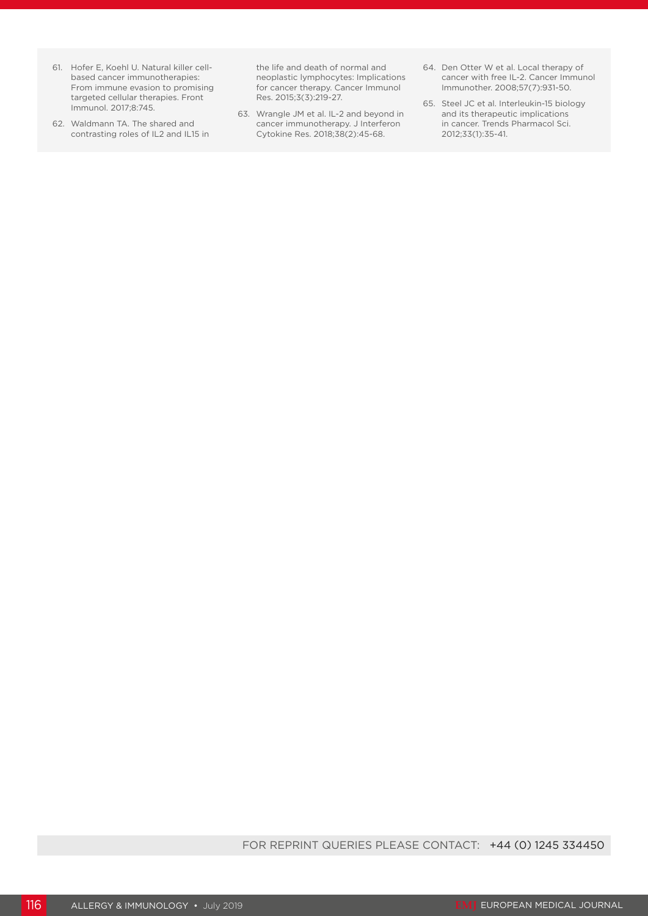61. Hofer E, Koehl U. Natural killer cell-based cancer immunotherapies: From immune evasion to promising targeted cellular therapies. Front Immunol. 2017;8:745.

62. Waldmann TA. The shared and contrasting roles of IL2 and IL15 in the life and death of normal and neoplastic lymphocytes: Implications for cancer therapy. Cancer Immunol Res. 2015;3(3):219-27.

63. Wrangle JM et al. IL-2 and beyond in cancer immunotherapy. J Interferon Cytokine Res. 2018;38(2):45-68.

64. Den Otter W et al. Local therapy of cancer with free IL-2. Cancer Immunol Immunother. 2008;57(7):931-50.

65. Steel JC et al. Interleukin-15 biology and its therapeutic implications in cancer. Trends Pharmacol Sci. 2012;33(1):35-41.

FOR REPRINT QUERIES PLEASE CONTACT: +44 (0) 1245 334450